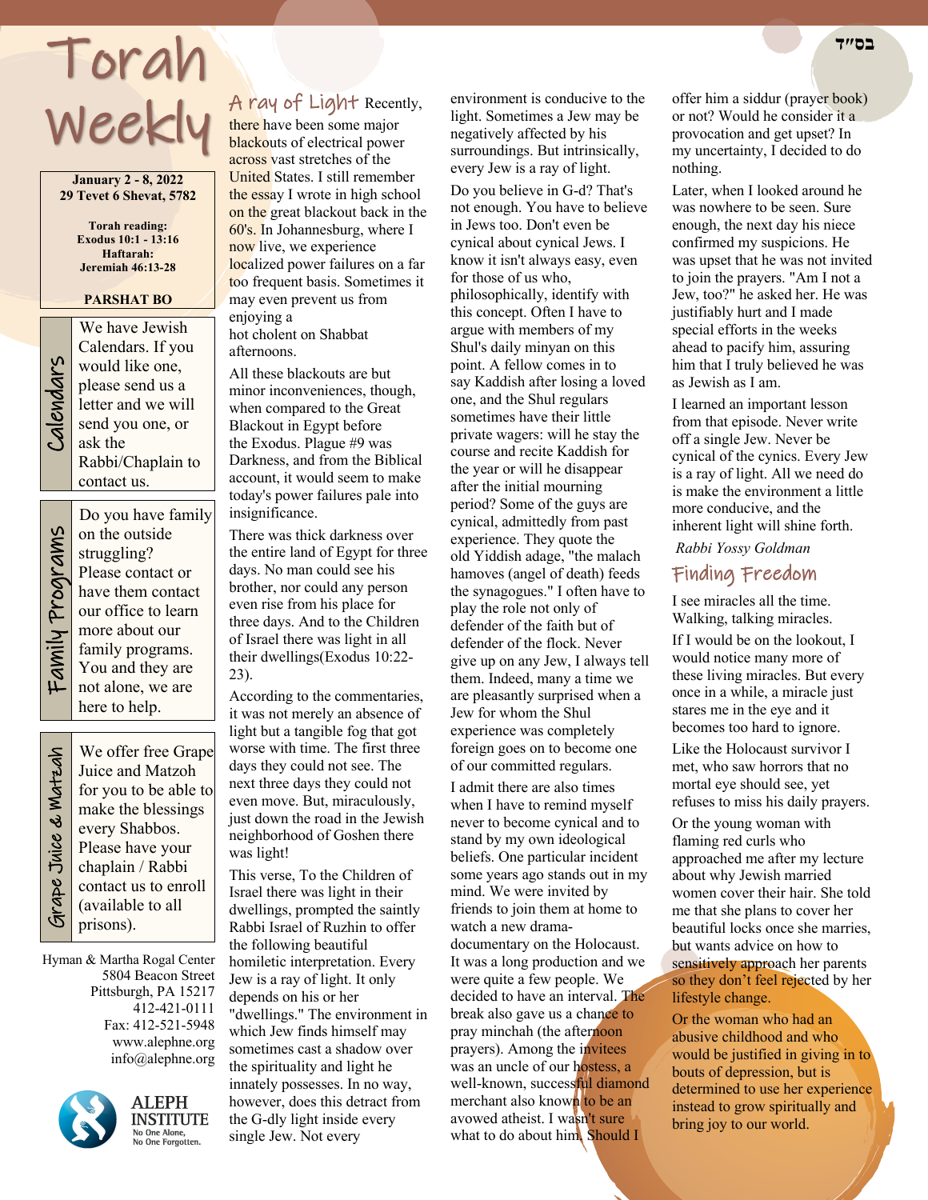בס"ד

# Torah Weekly

**January 2 - 8, 2022**
**29 Tevet 6 Shevat, 5782**

**Torah reading:**
**Exodus 10:1 - 13:16**
**Haftarah:**
**Jeremiah 46:13-28**

**PARSHAT BO**

### Calendars

We have Jewish Calendars. If you would like one, please send us a letter and we will send you one, or ask the Rabbi/Chaplain to contact us.

### Family Programs

Do you have family on the outside struggling? Please contact or have them contact our office to learn more about our family programs. You and they are not alone, we are here to help.

### Grape Juice & Matzah

We offer free Grape Juice and Matzoh for you to be able to make the blessings every Shabbos. Please have your chaplain / Rabbi contact us to enroll (available to all prisons).

Hyman & Martha Rogal Center
5804 Beacon Street
Pittsburgh, PA 15217
412-421-0111
Fax: 412-521-5948
www.alephne.org
info@alephne.org

ALEPH INSTITUTE
No One Alone,
No One Forgotten.

## A ray of Light

Recently, there have been some major blackouts of electrical power across vast stretches of the United States. I still remember the essay I wrote in high school on the great blackout back in the 60's. In Johannesburg, where I now live, we experience localized power failures on a far too frequent basis. Sometimes it may even prevent us from enjoying a hot cholent on Shabbat afternoons.

All these blackouts are but minor inconveniences, though, when compared to the Great Blackout in Egypt before the Exodus. Plague #9 was Darkness, and from the Biblical account, it would seem to make today's power failures pale into insignificance.

There was thick darkness over the entire land of Egypt for three days. No man could see his brother, nor could any person even rise from his place for three days. And to the Children of Israel there was light in all their dwellings(Exodus 10:22-23).

According to the commentaries, it was not merely an absence of light but a tangible fog that got worse with time. The first three days they could not see. The next three days they could not even move. But, miraculously, just down the road in the Jewish neighborhood of Goshen there was light!

This verse, To the Children of Israel there was light in their dwellings, prompted the saintly Rabbi Israel of Ruzhin to offer the following beautiful homiletic interpretation. Every Jew is a ray of light. It only depends on his or her "dwellings." The environment in which Jew finds himself may sometimes cast a shadow over the spirituality and light he innately possesses. In no way, however, does this detract from the G-dly light inside every single Jew. Not every environment is conducive to the light. Sometimes a Jew may be negatively affected by his surroundings. But intrinsically, every Jew is a ray of light.

Do you believe in G-d? That's not enough. You have to believe in Jews too. Don't even be cynical about cynical Jews. I know it isn't always easy, even for those of us who, philosophically, identify with this concept. Often I have to argue with members of my Shul's daily minyan on this point. A fellow comes in to say Kaddish after losing a loved one, and the Shul regulars sometimes have their little private wagers: will he stay the course and recite Kaddish for the year or will he disappear after the initial mourning period? Some of the guys are cynical, admittedly from past experience. They quote the old Yiddish adage, "the malach hamoves (angel of death) feeds the synagogues." I often have to play the role not only of defender of the faith but of defender of the flock. Never give up on any Jew, I always tell them. Indeed, many a time we are pleasantly surprised when a Jew for whom the Shul experience was completely foreign goes on to become one of our committed regulars.

I admit there are also times when I have to remind myself never to become cynical and to stand by my own ideological beliefs. One particular incident some years ago stands out in my mind. We were invited by friends to join them at home to watch a new drama-documentary on the Holocaust. It was a long production and we were quite a few people. We decided to have an interval. The break also gave us a chance to pray minchah (the afternoon prayers). Among the invitees was an uncle of our hostess, a well-known, successful diamond merchant also known to be an avowed atheist. I wasn't sure what to do about him. Should I offer him a siddur (prayer book) or not? Would he consider it a provocation and get upset? In my uncertainty, I decided to do nothing.

Later, when I looked around he was nowhere to be seen. Sure enough, the next day his niece confirmed my suspicions. He was upset that he was not invited to join the prayers. "Am I not a Jew, too?" he asked her. He was justifiably hurt and I made special efforts in the weeks ahead to pacify him, assuring him that I truly believed he was as Jewish as I am.

I learned an important lesson from that episode. Never write off a single Jew. Never be cynical of the cynics. Every Jew is a ray of light. All we need do is make the environment a little more conducive, and the inherent light will shine forth.

*Rabbi Yossy Goldman*

## Finding Freedom

I see miracles all the time. Walking, talking miracles.

If I would be on the lookout, I would notice many more of these living miracles. But every once in a while, a miracle just stares me in the eye and it becomes too hard to ignore.

Like the Holocaust survivor I met, who saw horrors that no mortal eye should see, yet refuses to miss his daily prayers.

Or the young woman with flaming red curls who approached me after my lecture about why Jewish married women cover their hair. She told me that she plans to cover her beautiful locks once she marries, but wants advice on how to sensitively approach her parents so they don't feel rejected by her lifestyle change.

Or the woman who had an abusive childhood and who would be justified in giving in to bouts of depression, but is determined to use her experience instead to grow spiritually and bring joy to our world.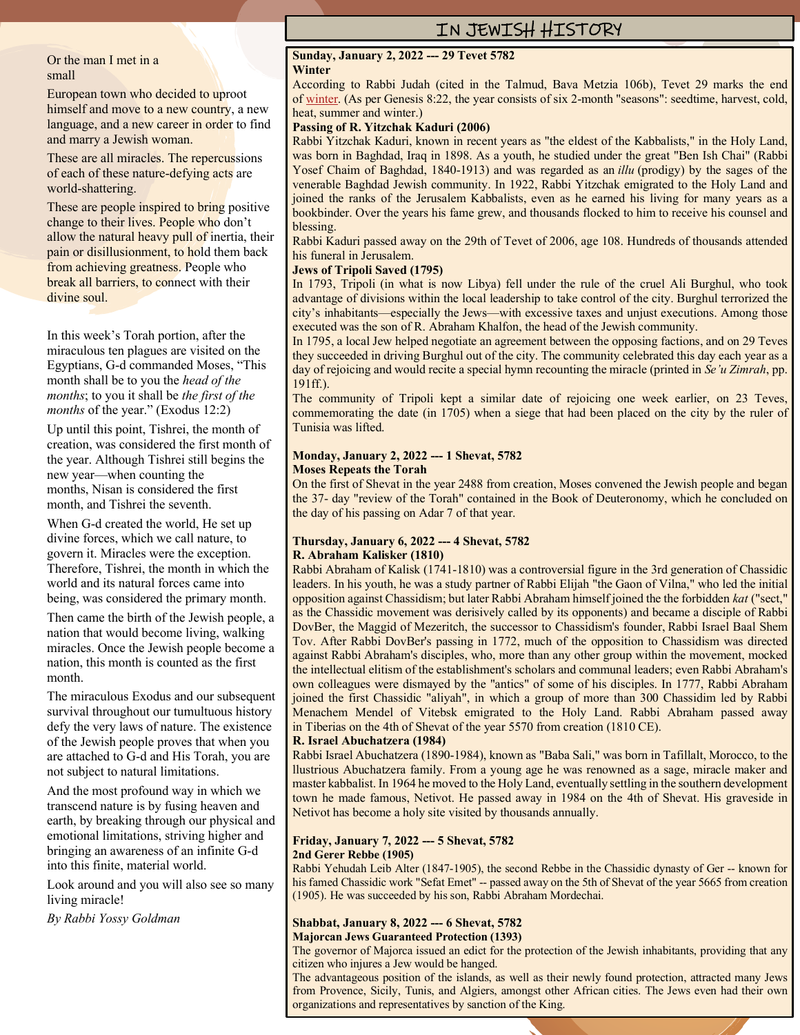Or the man I met in a small European town who decided to uproot himself and move to a new country, a new language, and a new career in order to find and marry a Jewish woman.

These are all miracles. The repercussions of each of these nature-defying acts are world-shattering.

These are people inspired to bring positive change to their lives. People who don't allow the natural heavy pull of inertia, their pain or disillusionment, to hold them back from achieving greatness. People who break all barriers, to connect with their divine soul.

In this week's Torah portion, after the miraculous ten plagues are visited on the Egyptians, G-d commanded Moses, "This month shall be to you the *head of the months*; to you it shall be *the first of the months* of the year." (Exodus 12:2)

Up until this point, Tishrei, the month of creation, was considered the first month of the year. Although Tishrei still begins the new year—when counting the months, Nisan is considered the first month, and Tishrei the seventh.

When G-d created the world, He set up divine forces, which we call nature, to govern it. Miracles were the exception. Therefore, Tishrei, the month in which the world and its natural forces came into being, was considered the primary month.

Then came the birth of the Jewish people, a nation that would become living, walking miracles. Once the Jewish people become a nation, this month is counted as the first month.

The miraculous Exodus and our subsequent survival throughout our tumultuous history defy the very laws of nature. The existence of the Jewish people proves that when you are attached to G-d and His Torah, you are not subject to natural limitations.

And the most profound way in which we transcend nature is by fusing heaven and earth, by breaking through our physical and emotional limitations, striving higher and bringing an awareness of an infinite G-d into this finite, material world.

Look around and you will also see so many living miracle!

*By Rabbi Yossy Goldman*

# IN JEWISH HISTORY

**Sunday, January 2, 2022 --- 29 Tevet 5782**

**Winter**

According to Rabbi Judah (cited in the Talmud, Bava Metzia 106b), Tevet 29 marks the end of winter. (As per Genesis 8:22, the year consists of six 2-month "seasons": seedtime, harvest, cold, heat, summer and winter.)

**Passing of R. Yitzchak Kaduri (2006)**

Rabbi Yitzchak Kaduri, known in recent years as "the eldest of the Kabbalists," in the Holy Land, was born in Baghdad, Iraq in 1898. As a youth, he studied under the great "Ben Ish Chai" (Rabbi Yosef Chaim of Baghdad, 1840-1913) and was regarded as an *illu* (prodigy) by the sages of the venerable Baghdad Jewish community. In 1922, Rabbi Yitzchak emigrated to the Holy Land and joined the ranks of the Jerusalem Kabbalists, even as he earned his living for many years as a bookbinder. Over the years his fame grew, and thousands flocked to him to receive his counsel and blessing.

Rabbi Kaduri passed away on the 29th of Tevet of 2006, age 108. Hundreds of thousands attended his funeral in Jerusalem.

**Jews of Tripoli Saved (1795)**

In 1793, Tripoli (in what is now Libya) fell under the rule of the cruel Ali Burghul, who took advantage of divisions within the local leadership to take control of the city. Burghul terrorized the city's inhabitants—especially the Jews—with excessive taxes and unjust executions. Among those executed was the son of R. Abraham Khalfon, the head of the Jewish community.

In 1795, a local Jew helped negotiate an agreement between the opposing factions, and on 29 Teves they succeeded in driving Burghul out of the city. The community celebrated this day each year as a day of rejoicing and would recite a special hymn recounting the miracle (printed in *Se'u Zimrah*, pp. 191ff.).

The community of Tripoli kept a similar date of rejoicing one week earlier, on 23 Teves, commemorating the date (in 1705) when a siege that had been placed on the city by the ruler of Tunisia was lifted.

**Monday, January 2, 2022 --- 1 Shevat, 5782**

**Moses Repeats the Torah**

On the first of Shevat in the year 2488 from creation, Moses convened the Jewish people and began the 37- day "review of the Torah" contained in the Book of Deuteronomy, which he concluded on the day of his passing on Adar 7 of that year.

**Thursday, January 6, 2022 --- 4 Shevat, 5782**

**R. Abraham Kalisker (1810)**

Rabbi Abraham of Kalisk (1741-1810) was a controversial figure in the 3rd generation of Chassidic leaders. In his youth, he was a study partner of Rabbi Elijah "the Gaon of Vilna," who led the initial opposition against Chassidism; but later Rabbi Abraham himself joined the forbidden *kat* ("sect," as the Chassidic movement was derisively called by its opponents) and became a disciple of Rabbi DovBer, the Maggid of Mezeritch, the successor to Chassidism's founder, Rabbi Israel Baal Shem Tov. After Rabbi DovBer's passing in 1772, much of the opposition to Chassidism was directed against Rabbi Abraham's disciples, who, more than any other group within the movement, mocked the intellectual elitism of the establishment's scholars and communal leaders; even Rabbi Abraham's own colleagues were dismayed by the "antics" of some of his disciples. In 1777, Rabbi Abraham joined the first Chassidic "aliyah", in which a group of more than 300 Chassidim led by Rabbi Menachem Mendel of Vitebsk emigrated to the Holy Land. Rabbi Abraham passed away in Tiberias on the 4th of Shevat of the year 5570 from creation (1810 CE).

**R. Israel Abuchatzera (1984)**

Rabbi Israel Abuchatzera (1890-1984), known as "Baba Sali," was born in Tafillalt, Morocco, to the llustrious Abuchatzera family. From a young age he was renowned as a sage, miracle maker and master kabbalist. In 1964 he moved to the Holy Land, eventually settling in the southern development town he made famous, Netivot. He passed away in 1984 on the 4th of Shevat. His graveside in Netivot has become a holy site visited by thousands annually.

**Friday, January 7, 2022 --- 5 Shevat, 5782**

**2nd Gerer Rebbe (1905)**

Rabbi Yehudah Leib Alter (1847-1905), the second Rebbe in the Chassidic dynasty of Ger -- known for his famed Chassidic work "Sefat Emet" -- passed away on the 5th of Shevat of the year 5665 from creation (1905). He was succeeded by his son, Rabbi Abraham Mordechai.

**Shabbat, January 8, 2022 --- 6 Shevat, 5782**

**Majorcan Jews Guaranteed Protection (1393)**

The governor of Majorca issued an edict for the protection of the Jewish inhabitants, providing that any citizen who injures a Jew would be hanged.

The advantageous position of the islands, as well as their newly found protection, attracted many Jews from Provence, Sicily, Tunis, and Algiers, amongst other African cities. The Jews even had their own organizations and representatives by sanction of the King.